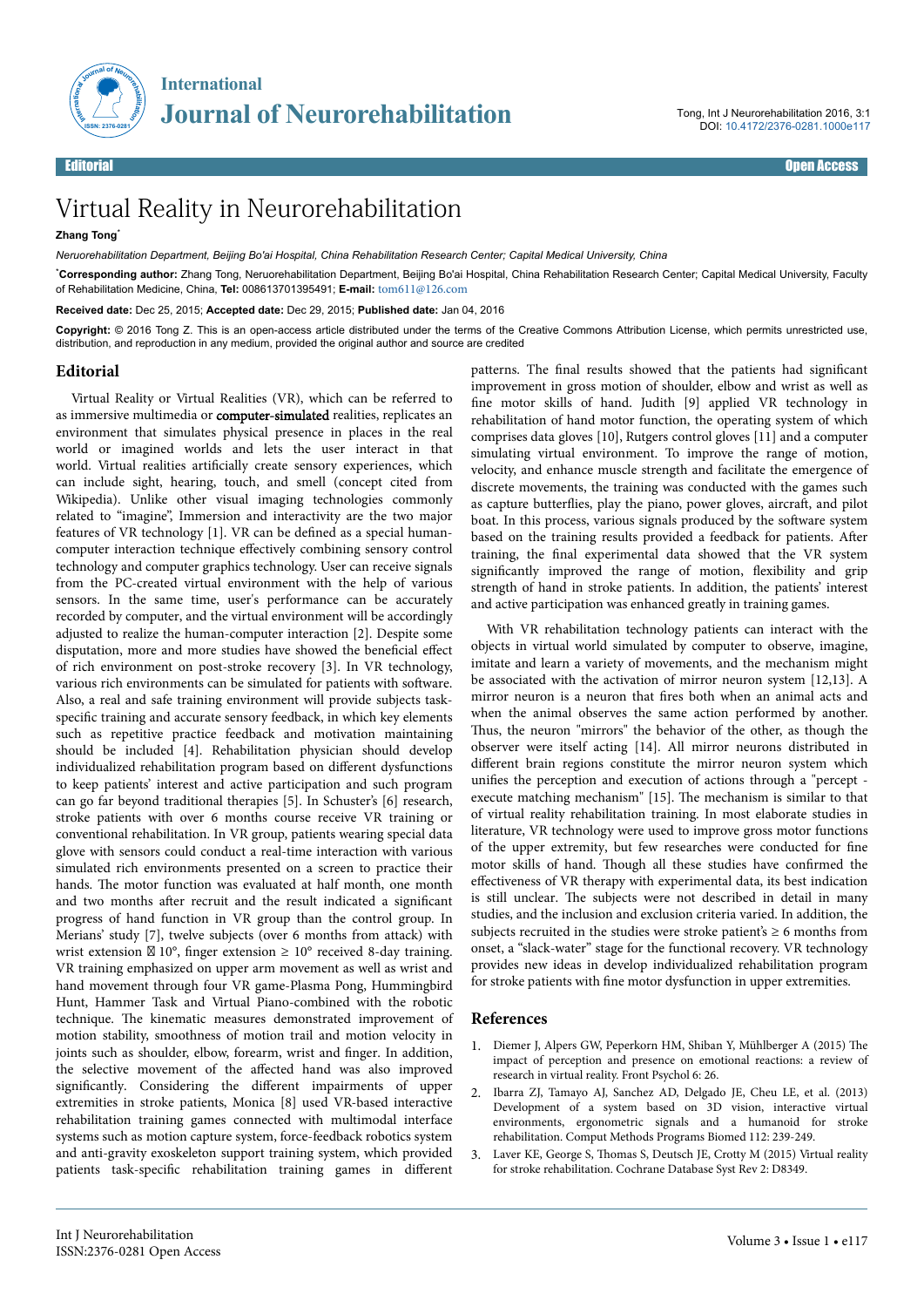International Journal of Neurorehabilitation

Tong, Int J Neurorehabilitation 2016, 3:1
DOI: 10.4172/2376-0281.1000e117

Editorial — Open Access

# Virtual Reality in Neurorehabilitation

**Zhang Tong***

*Neruorehabilitation Department, Beijing Bo'ai Hospital, China Rehabilitation Research Center; Capital Medical University, China*

***Corresponding author:** Zhang Tong, Neruorehabilitation Department, Beijing Bo'ai Hospital, China Rehabilitation Research Center; Capital Medical University, Faculty of Rehabilitation Medicine, China, **Tel:** 008613701395491; **E-mail:** tom611@126.com

**Received date:** Dec 25, 2015; **Accepted date:** Dec 29, 2015; **Published date:** Jan 04, 2016

**Copyright:** © 2016 Tong Z. This is an open-access article distributed under the terms of the Creative Commons Attribution License, which permits unrestricted use, distribution, and reproduction in any medium, provided the original author and source are credited

## Editorial

Virtual Reality or Virtual Realities (VR), which can be referred to as immersive multimedia or computer-simulated realities, replicates an environment that simulates physical presence in places in the real world or imagined worlds and lets the user interact in that world. Virtual realities artificially create sensory experiences, which can include sight, hearing, touch, and smell (concept cited from Wikipedia). Unlike other visual imaging technologies commonly related to "imagine", Immersion and interactivity are the two major features of VR technology [1]. VR can be defined as a special human-computer interaction technique effectively combining sensory control technology and computer graphics technology. User can receive signals from the PC-created virtual environment with the help of various sensors. In the same time, user's performance can be accurately recorded by computer, and the virtual environment will be accordingly adjusted to realize the human-computer interaction [2]. Despite some disputation, more and more studies have showed the beneficial effect of rich environment on post-stroke recovery [3]. In VR technology, various rich environments can be simulated for patients with software. Also, a real and safe training environment will provide subjects task-specific training and accurate sensory feedback, in which key elements such as repetitive practice feedback and motivation maintaining should be included [4]. Rehabilitation physician should develop individualized rehabilitation program based on different dysfunctions to keep patients' interest and active participation and such program can go far beyond traditional therapies [5]. In Schuster's [6] research, stroke patients with over 6 months course receive VR training or conventional rehabilitation. In VR group, patients wearing special data glove with sensors could conduct a real-time interaction with various simulated rich environments presented on a screen to practice their hands. The motor function was evaluated at half month, one month and two months after recruit and the result indicated a significant progress of hand function in VR group than the control group. In Merians' study [7], twelve subjects (over 6 months from attack) with wrist extension ⍰ 10°, finger extension ≥ 10° received 8-day training. VR training emphasized on upper arm movement as well as wrist and hand movement through four VR game-Plasma Pong, Hummingbird Hunt, Hammer Task and Virtual Piano-combined with the robotic technique. The kinematic measures demonstrated improvement of motion stability, smoothness of motion trail and motion velocity in joints such as shoulder, elbow, forearm, wrist and finger. In addition, the selective movement of the affected hand was also improved significantly. Considering the different impairments of upper extremities in stroke patients, Monica [8] used VR-based interactive rehabilitation training games connected with multimodal interface systems such as motion capture system, force-feedback robotics system and anti-gravity exoskeleton support training system, which provided patients task-specific rehabilitation training games in different patterns. The final results showed that the patients had significant improvement in gross motion of shoulder, elbow and wrist as well as fine motor skills of hand. Judith [9] applied VR technology in rehabilitation of hand motor function, the operating system of which comprises data gloves [10], Rutgers control gloves [11] and a computer simulating virtual environment. To improve the range of motion, velocity, and enhance muscle strength and facilitate the emergence of discrete movements, the training was conducted with the games such as capture butterflies, play the piano, power gloves, aircraft, and pilot boat. In this process, various signals produced by the software system based on the training results provided a feedback for patients. After training, the final experimental data showed that the VR system significantly improved the range of motion, flexibility and grip strength of hand in stroke patients. In addition, the patients' interest and active participation was enhanced greatly in training games.

With VR rehabilitation technology patients can interact with the objects in virtual world simulated by computer to observe, imagine, imitate and learn a variety of movements, and the mechanism might be associated with the activation of mirror neuron system [12,13]. A mirror neuron is a neuron that fires both when an animal acts and when the animal observes the same action performed by another. Thus, the neuron "mirrors" the behavior of the other, as though the observer were itself acting [14]. All mirror neurons distributed in different brain regions constitute the mirror neuron system which unifies the perception and execution of actions through a "percept - execute matching mechanism" [15]. The mechanism is similar to that of virtual reality rehabilitation training. In most elaborate studies in literature, VR technology were used to improve gross motor functions of the upper extremity, but few researches were conducted for fine motor skills of hand. Though all these studies have confirmed the effectiveness of VR therapy with experimental data, its best indication is still unclear. The subjects were not described in detail in many studies, and the inclusion and exclusion criteria varied. In addition, the subjects recruited in the studies were stroke patient's ≥ 6 months from onset, a "slack-water" stage for the functional recovery. VR technology provides new ideas in develop individualized rehabilitation program for stroke patients with fine motor dysfunction in upper extremities.

## References

1. Diemer J, Alpers GW, Peperkorn HM, Shiban Y, Mühlberger A (2015) The impact of perception and presence on emotional reactions: a review of research in virtual reality. Front Psychol 6: 26.
2. Ibarra ZJ, Tamayo AJ, Sanchez AD, Delgado JE, Cheu LE, et al. (2013) Development of a system based on 3D vision, interactive virtual environments, ergonometric signals and a humanoid for stroke rehabilitation. Comput Methods Programs Biomed 112: 239-249.
3. Laver KE, George S, Thomas S, Deutsch JE, Crotty M (2015) Virtual reality for stroke rehabilitation. Cochrane Database Syst Rev 2: D8349.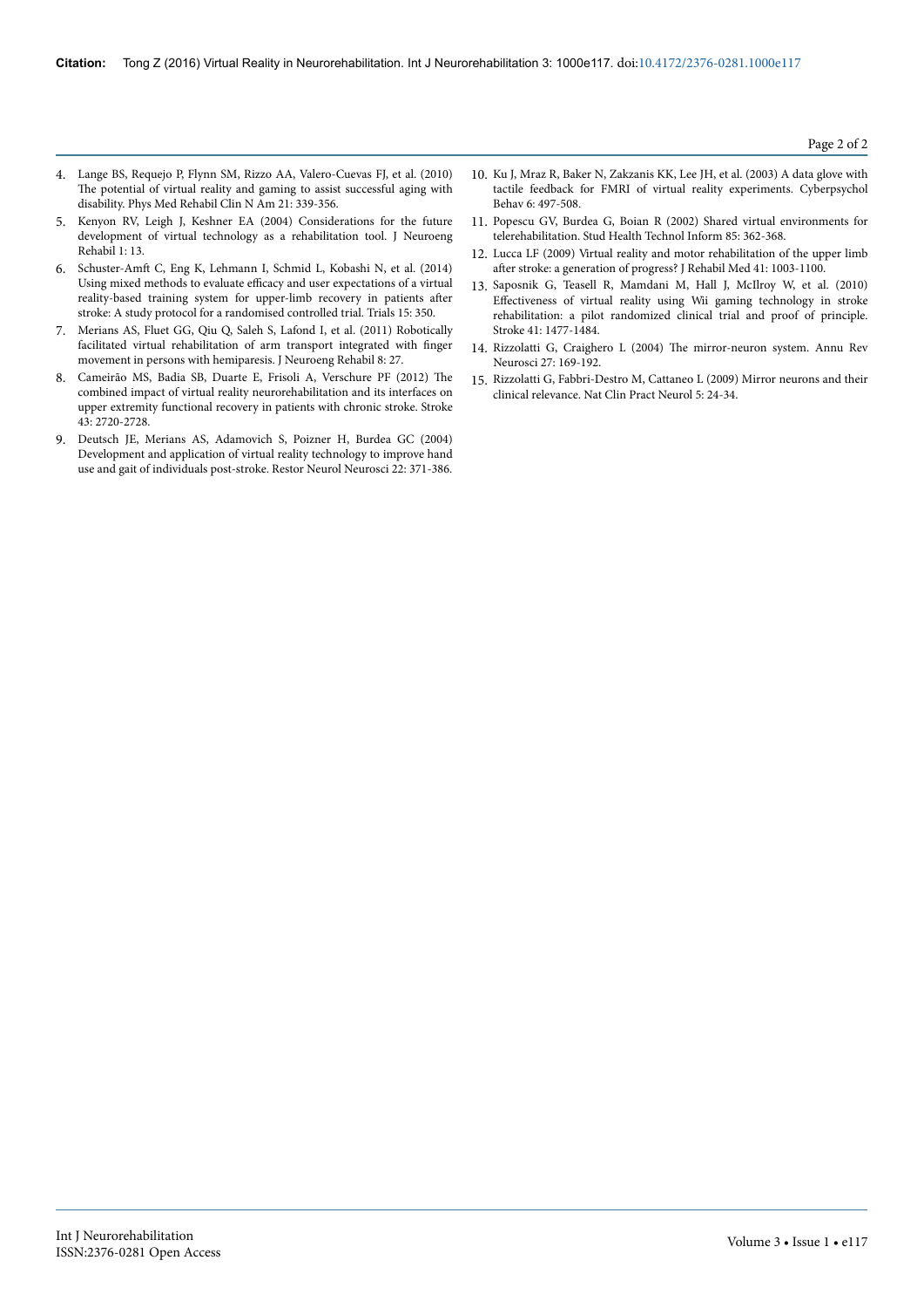4. Lange BS, Requejo P, Flynn SM, Rizzo AA, Valero-Cuevas FJ, et al. (2010) The potential of virtual reality and gaming to assist successful aging with disability. Phys Med Rehabil Clin N Am 21: 339-356.
5. Kenyon RV, Leigh J, Keshner EA (2004) Considerations for the future development of virtual technology as a rehabilitation tool. J Neuroeng Rehabil 1: 13.
6. Schuster-Amft C, Eng K, Lehmann I, Schmid L, Kobashi N, et al. (2014) Using mixed methods to evaluate efficacy and user expectations of a virtual reality-based training system for upper-limb recovery in patients after stroke: A study protocol for a randomised controlled trial. Trials 15: 350.
7. Merians AS, Fluet GG, Qiu Q, Saleh S, Lafond I, et al. (2011) Robotically facilitated virtual rehabilitation of arm transport integrated with finger movement in persons with hemiparesis. J Neuroeng Rehabil 8: 27.
8. Cameirão MS, Badia SB, Duarte E, Frisoli A, Verschure PF (2012) The combined impact of virtual reality neurorehabilitation and its interfaces on upper extremity functional recovery in patients with chronic stroke. Stroke 43: 2720-2728.
9. Deutsch JE, Merians AS, Adamovich S, Poizner H, Burdea GC (2004) Development and application of virtual reality technology to improve hand use and gait of individuals post-stroke. Restor Neurol Neurosci 22: 371-386.
10. Ku J, Mraz R, Baker N, Zakzanis KK, Lee JH, et al. (2003) A data glove with tactile feedback for FMRI of virtual reality experiments. Cyberpsychol Behav 6: 497-508.
11. Popescu GV, Burdea G, Boian R (2002) Shared virtual environments for telerehabilitation. Stud Health Technol Inform 85: 362-368.
12. Lucca LF (2009) Virtual reality and motor rehabilitation of the upper limb after stroke: a generation of progress? J Rehabil Med 41: 1003-1100.
13. Saposnik G, Teasell R, Mamdani M, Hall J, McIlroy W, et al. (2010) Effectiveness of virtual reality using Wii gaming technology in stroke rehabilitation: a pilot randomized clinical trial and proof of principle. Stroke 41: 1477-1484.
14. Rizzolatti G, Craighero L (2004) The mirror-neuron system. Annu Rev Neurosci 27: 169-192.
15. Rizzolatti G, Fabbri-Destro M, Cattaneo L (2009) Mirror neurons and their clinical relevance. Nat Clin Pract Neurol 5: 24-34.